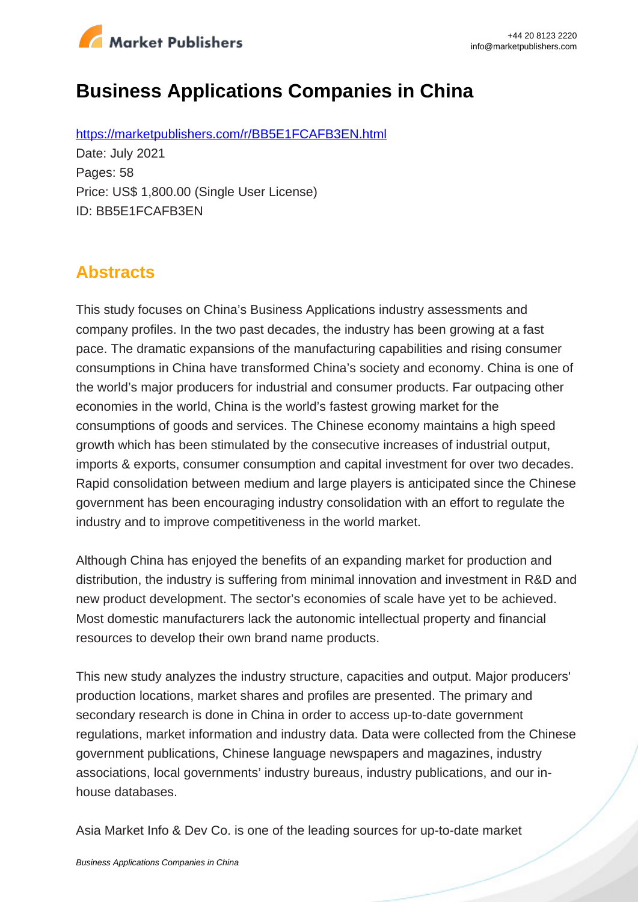# Business Applications Companies in China

https://marketpublishers.com/r/BB5E1FCAFB3EN.html

Date: July 2021

Pages: 58

Price: US$ 1,800.00 (Single User License)

ID: BB5E1FCAFB3EN

## Abstracts

This study focuses on China's Business Applications industry assessments and company profiles. In the two past decades, the industry has been growing at a fast pace. The dramatic expansions of the manufacturing capabilities and rising consumer consumptions in China have transformed China's society and economy. China is one of the world's major producers for industrial and consumer products. Far outpacing other economies in the world, China is the world's fastest growing market for the consumptions of goods and services. The Chinese economy maintains a high speed growth which has been stimulated by the consecutive increases of industrial output, imports & exports, consumer consumption and capital investment for over two decades. Rapid consolidation between medium and large players is anticipated since the Chinese government has been encouraging industry consolidation with an effort to regulate the industry and to improve competitiveness in the world market.

Although China has enjoyed the benefits of an expanding market for production and distribution, the industry is suffering from minimal innovation and investment in R&D and new product development. The sector's economies of scale have yet to be achieved. Most domestic manufacturers lack the autonomic intellectual property and financial resources to develop their own brand name products.

This new study analyzes the industry structure, capacities and output. Major producers' production locations, market shares and profiles are presented. The primary and secondary research is done in China in order to access up-to-date government regulations, market information and industry data. Data were collected from the Chinese government publications, Chinese language newspapers and magazines, industry associations, local governments' industry bureaus, industry publications, and our in-house databases.

Asia Market Info & Dev Co. is one of the leading sources for up-to-date market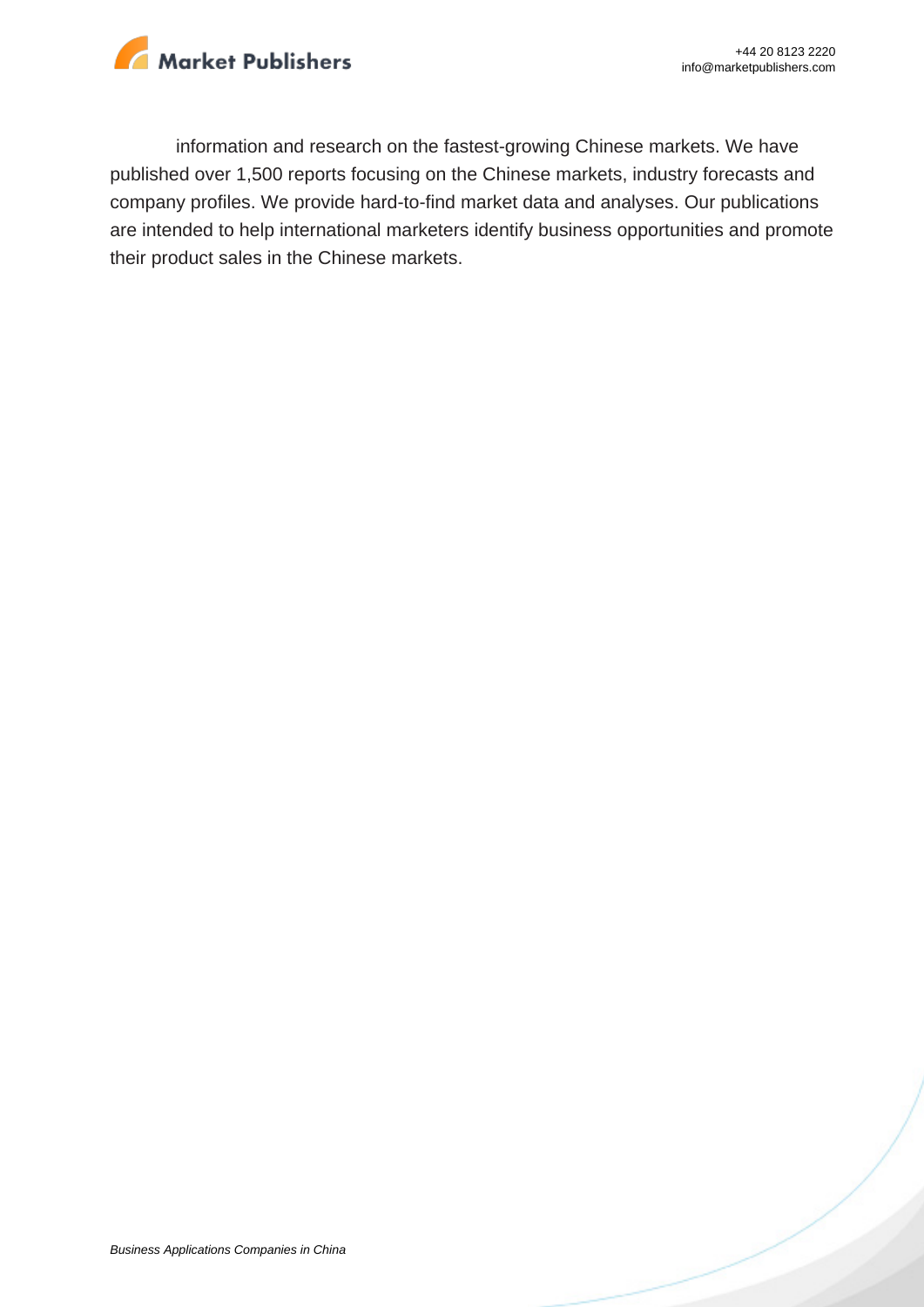information and research on the fastest-growing Chinese markets. We have published over 1,500 reports focusing on the Chinese markets, industry forecasts and company profiles. We provide hard-to-find market data and analyses. Our publications are intended to help international marketers identify business opportunities and promote their product sales in the Chinese markets.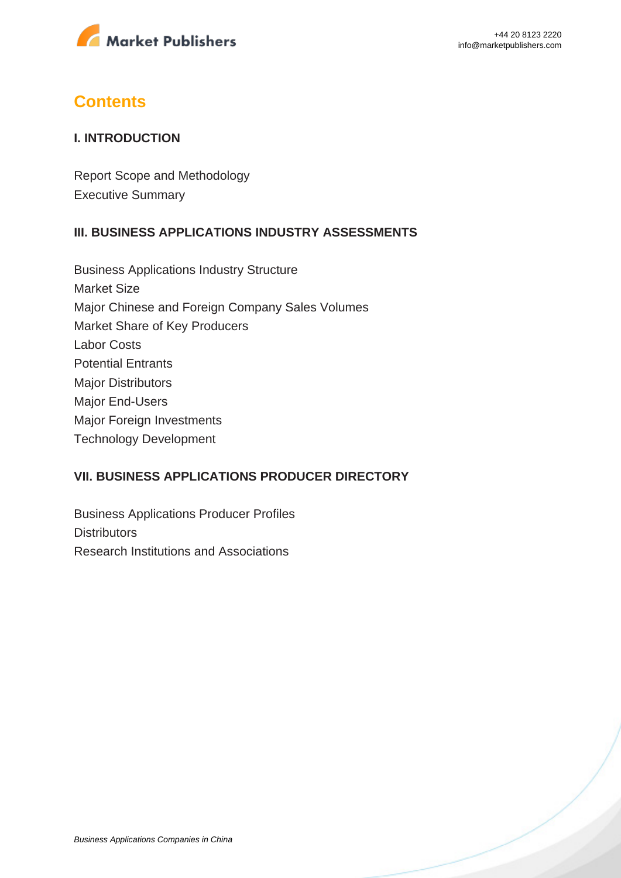## Contents

### I. INTRODUCTION

Report Scope and Methodology
Executive Summary

### III. BUSINESS APPLICATIONS INDUSTRY ASSESSMENTS

Business Applications Industry Structure
Market Size
Major Chinese and Foreign Company Sales Volumes
Market Share of Key Producers
Labor Costs
Potential Entrants
Major Distributors
Major End-Users
Major Foreign Investments
Technology Development

### VII. BUSINESS APPLICATIONS PRODUCER DIRECTORY

Business Applications Producer Profiles
Distributors
Research Institutions and Associations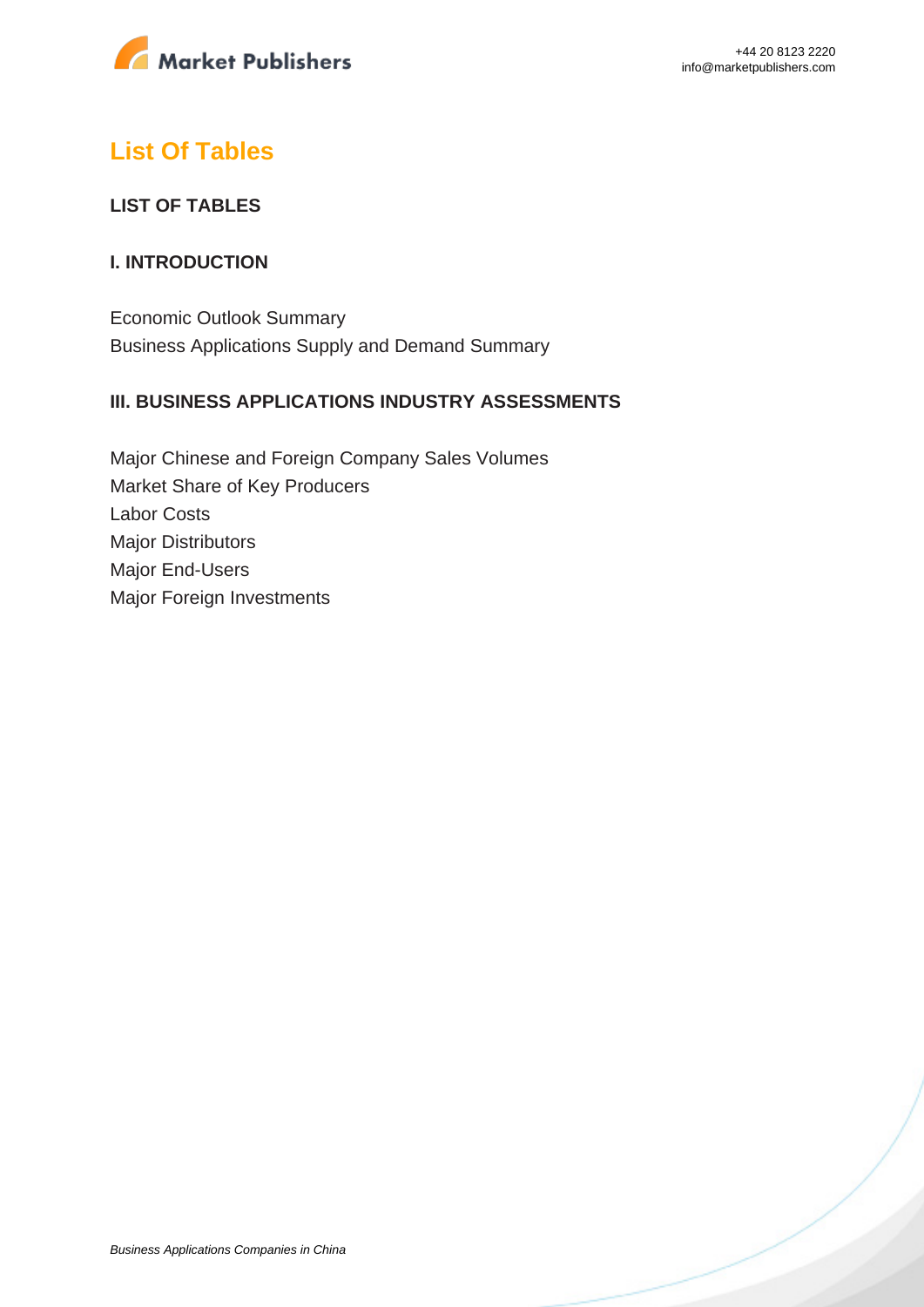## List Of Tables

### LIST OF TABLES

### I. INTRODUCTION

Economic Outlook Summary
Business Applications Supply and Demand Summary

### III. BUSINESS APPLICATIONS INDUSTRY ASSESSMENTS

Major Chinese and Foreign Company Sales Volumes
Market Share of Key Producers
Labor Costs
Major Distributors
Major End-Users
Major Foreign Investments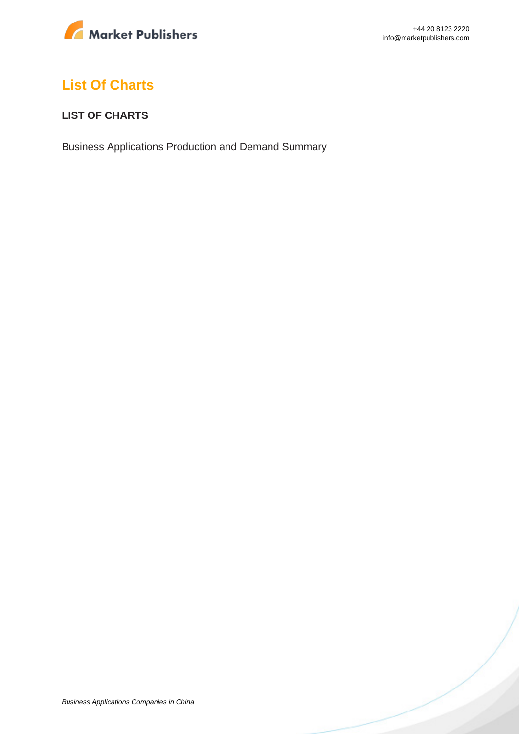## List Of Charts

**LIST OF CHARTS**

Business Applications Production and Demand Summary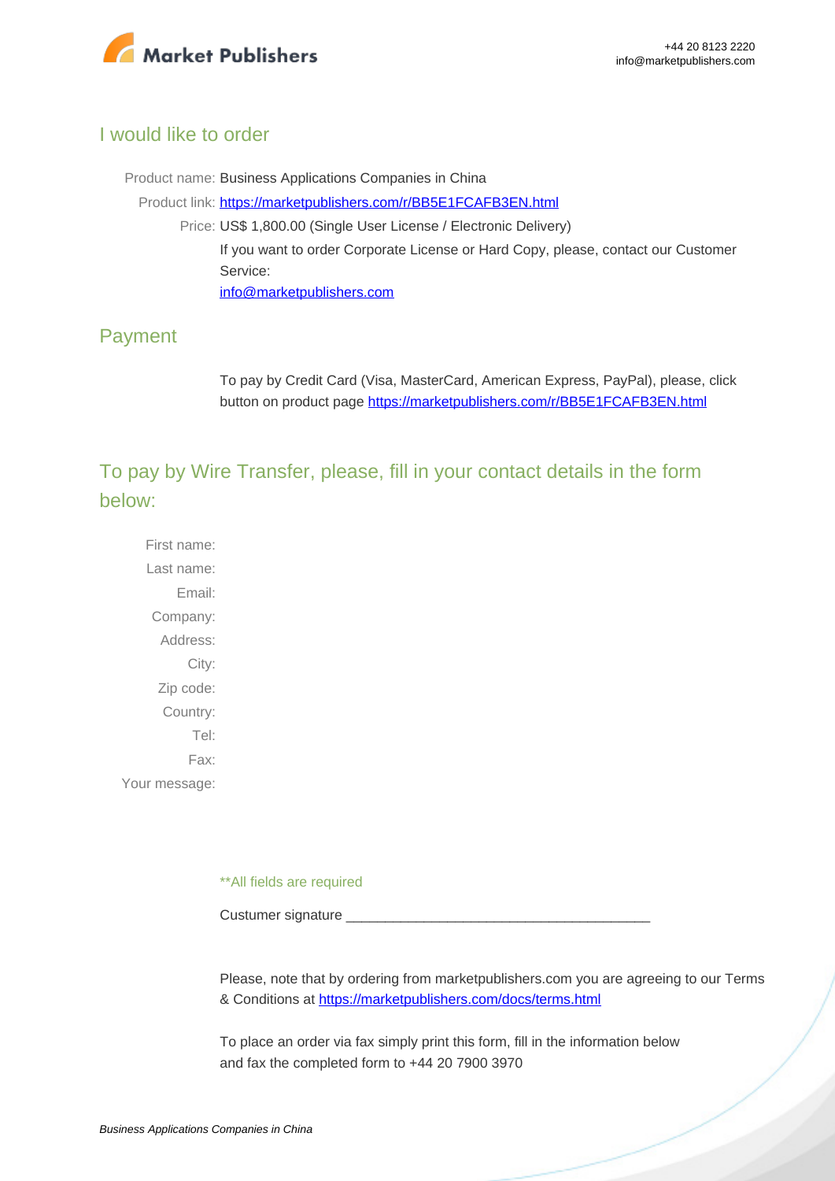## I would like to order

Product name: Business Applications Companies in China

Product link: [https://marketpublishers.com/r/BB5E1FCAFB3EN.html](https://marketpublishers.com/r/BB5E1FCAFB3EN.html)

Price: US$ 1,800.00 (Single User License / Electronic Delivery)

If you want to order Corporate License or Hard Copy, please, contact our Customer Service:

[info@marketpublishers.com](mailto:info@marketpublishers.com)

## Payment

To pay by Credit Card (Visa, MasterCard, American Express, PayPal), please, click button on product page [https://marketpublishers.com/r/BB5E1FCAFB3EN.html](https://marketpublishers.com/r/BB5E1FCAFB3EN.html)

## To pay by Wire Transfer, please, fill in your contact details in the form below:

First name:

Last name:

Email:

Company:

Address:

City:

Zip code:

Country:

Tel:

Fax:

Your message:

**All fields are required

Custumer signature _______________________________________

Please, note that by ordering from marketpublishers.com you are agreeing to our Terms & Conditions at [https://marketpublishers.com/docs/terms.html](https://marketpublishers.com/docs/terms.html)

To place an order via fax simply print this form, fill in the information below and fax the completed form to +44 20 7900 3970